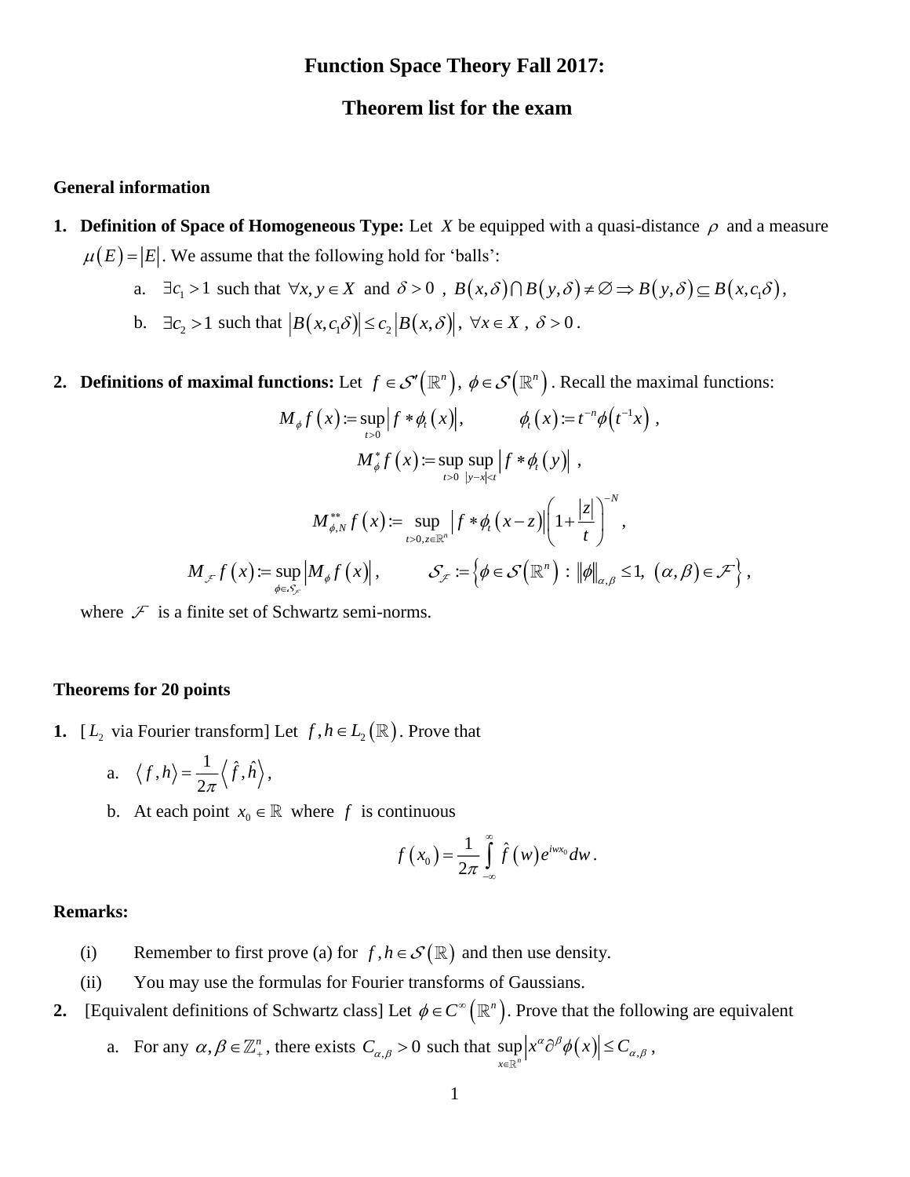# Function Space Theory Fall 2017:

## Theorem list for the exam

### General information

1. **Definition of Space of Homogeneous Type:** Let $X$ be equipped with a quasi-distance $\rho$ and a measure $\mu(E) = |E|$. We assume that the following hold for 'balls':
   a. $\exists c_1 > 1$ such that $\forall x, y \in X$ and $\delta > 0$, $B(x,\delta) \cap B(y,\delta) \neq \emptyset \Rightarrow B(y,\delta) \subseteq B(x, c_1\delta)$,
   b. $\exists c_2 > 1$ such that $|B(x, c_1\delta)| \le c_2 |B(x,\delta)|$, $\forall x \in X$, $\delta > 0$.

2. **Definitions of maximal functions:** Let $f \in \mathcal{S}'(\mathbb{R}^n)$, $\phi \in \mathcal{S}(\mathbb{R}^n)$. Recall the maximal functions:

$$M_\phi f(x) := \sup_{t>0} |f * \phi_t(x)|, \qquad \phi_t(x) := t^{-n}\phi(t^{-1}x),$$

$$M_\phi^* f(x) := \sup_{t>0} \sup_{|y-x|<t} |f * \phi_t(y)|,$$

$$M_{\phi,N}^{**} f(x) := \sup_{t>0, z \in \mathbb{R}^n} |f * \phi_t(x-z)| \left(1 + \frac{|z|}{t}\right)^{-N},$$

$$M_{\mathcal{F}} f(x) := \sup_{\phi \in \mathcal{S}_{\mathcal{F}}} |M_\phi f(x)|, \qquad \mathcal{S}_{\mathcal{F}} := \left\{ \phi \in \mathcal{S}(\mathbb{R}^n) : \|\phi\|_{\alpha,\beta} \le 1, \ (\alpha,\beta) \in \mathcal{F} \right\},$$

where $\mathcal{F}$ is a finite set of Schwartz semi-norms.

### Theorems for 20 points

1. [$L_2$ via Fourier transform] Let $f, h \in L_2(\mathbb{R})$. Prove that
   a. $\langle f, h \rangle = \frac{1}{2\pi} \langle \hat{f}, \hat{h} \rangle$,
   b. At each point $x_0 \in \mathbb{R}$ where $f$ is continuous

$$f(x_0) = \frac{1}{2\pi} \int_{-\infty}^{\infty} \hat{f}(w) e^{iwx_0} dw.$$

**Remarks:**

(i) Remember to first prove (a) for $f, h \in \mathcal{S}(\mathbb{R})$ and then use density.

(ii) You may use the formulas for Fourier transforms of Gaussians.

2. [Equivalent definitions of Schwartz class] Let $\phi \in C^\infty(\mathbb{R}^n)$. Prove that the following are equivalent
   a. For any $\alpha, \beta \in \mathbb{Z}_+^n$, there exists $C_{\alpha,\beta} > 0$ such that $\sup_{x \in \mathbb{R}^n} |x^\alpha \partial^\beta \phi(x)| \le C_{\alpha,\beta}$,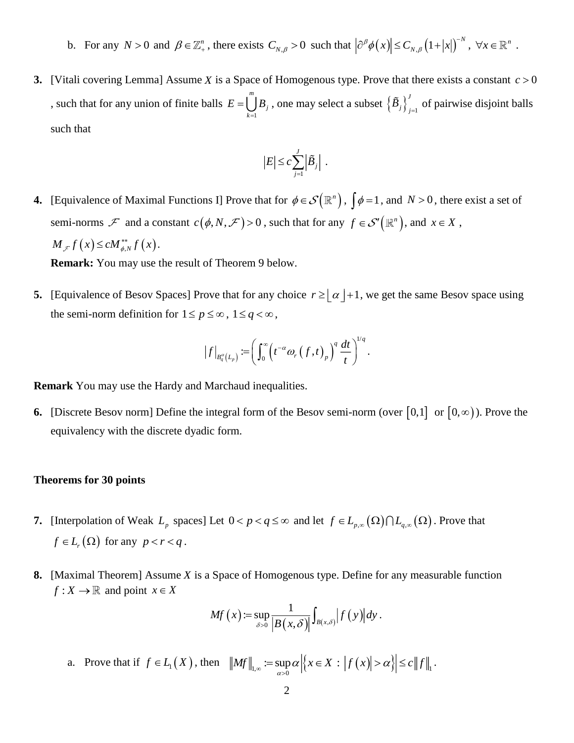b. For any $N > 0$ and $\beta \in \mathbb{Z}_+^n$, there exists $C_{N,\beta} > 0$ such that $\left|\partial^\beta \phi(x)\right| \le C_{N,\beta}\left(1+|x|\right)^{-N}$, $\forall x \in \mathbb{R}^n$ .

**3.** [Vitali covering Lemma] Assume $X$ is a Space of Homogenous type. Prove that there exists a constant $c > 0$ , such that for any union of finite balls $E = \bigcup_{k=1}^{m} B_j$ , one may select a subset $\left\{\tilde{B}_j\right\}_{j=1}^{J}$ of pairwise disjoint balls such that

$$\left|E\right| \le c \sum_{j=1}^{J} \left|\tilde{B}_j\right| .$$

**4.** [Equivalence of Maximal Functions I] Prove that for $\phi \in \mathcal{S}\left(\mathbb{R}^n\right)$, $\int \phi = 1$, and $N > 0$, there exist a set of semi-norms $\mathcal{F}$ and a constant $c\left(\phi, N, \mathcal{F}\right) > 0$, such that for any $f \in \mathcal{S}'\left(\mathbb{R}^n\right)$, and $x \in X$, $M_{\mathcal{F}} f(x) \le c M_{\phi,N}^{**} f(x)$.

**Remark:** You may use the result of Theorem 9 below.

**5.** [Equivalence of Besov Spaces] Prove that for any choice $r \ge \lfloor \alpha \rfloor + 1$, we get the same Besov space using the semi-norm definition for $1 \le p \le \infty$, $1 \le q < \infty$,

$$|f|_{B_q^\alpha(L_p)} := \left( \int_0^\infty \left( t^{-\alpha} \omega_r\left(f,t\right)_p \right)^q \frac{dt}{t} \right)^{1/q} .$$

**Remark** You may use the Hardy and Marchaud inequalities.

**6.** [Discrete Besov norm] Define the integral form of the Besov semi-norm (over $[0,1]$ or $[0,\infty)$). Prove the equivalency with the discrete dyadic form.

**Theorems for 30 points**

**7.** [Interpolation of Weak $L_p$ spaces] Let $0 < p < q \le \infty$ and let $f \in L_{p,\infty}\left(\Omega\right) \cap L_{q,\infty}\left(\Omega\right)$. Prove that $f \in L_r\left(\Omega\right)$ for any $p < r < q$.

**8.** [Maximal Theorem] Assume $X$ is a Space of Homogenous type. Define for any measurable function $f : X \to \mathbb{R}$ and point $x \in X$

$$Mf(x) := \sup_{\delta > 0} \frac{1}{\left|B(x,\delta)\right|} \int_{B(x,\delta)} \left|f(y)\right| dy .$$

a. Prove that if $f \in L_1(X)$, then $\left\|Mf\right\|_{1,\infty} := \sup_{\alpha > 0} \alpha \left|\left\{x \in X : \left|f(x)\right| > \alpha\right\}\right| \le c \left\|f\right\|_1$.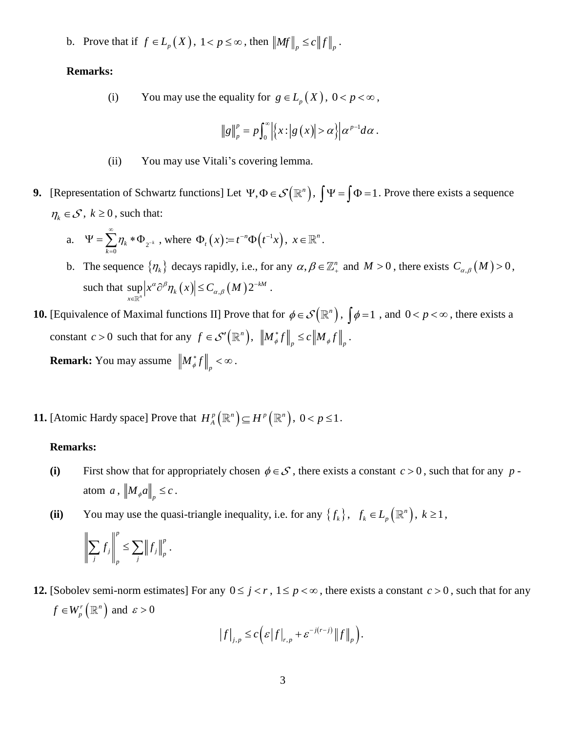b. Prove that if $f \in L_p(X)$, $1 < p \le \infty$, then $\|Mf\|_p \le c\|f\|_p$.

**Remarks:**

(i) You may use the equality for $g \in L_p(X)$, $0 < p < \infty$,

$$\|g\|_p^p = p\int_0^\infty \left|\{x : |g(x)| > \alpha\}\right| \alpha^{p-1} d\alpha .$$

(ii) You may use Vitali's covering lemma.

**9.** [Representation of Schwartz functions] Let $\Psi, \Phi \in \mathcal{S}(\mathbb{R}^n)$, $\int \Psi = \int \Phi = 1$. Prove there exists a sequence $\eta_k \in \mathcal{S}$, $k \ge 0$, such that:

a. $\Psi = \sum_{k=0}^{\infty} \eta_k * \Phi_{2^{-k}}$, where $\Phi_t(x) := t^{-n}\Phi(t^{-1}x)$, $x \in \mathbb{R}^n$.

b. The sequence $\{\eta_k\}$ decays rapidly, i.e., for any $\alpha, \beta \in \mathbb{Z}_+^n$ and $M > 0$, there exists $C_{\alpha,\beta}(M) > 0$, such that $\sup_{x \in \mathbb{R}^n} \left|x^\alpha \partial^\beta \eta_k(x)\right| \le C_{\alpha,\beta}(M) 2^{-kM}$.

**10.** [Equivalence of Maximal functions II] Prove that for $\phi \in \mathcal{S}(\mathbb{R}^n)$, $\int \phi = 1$, and $0 < p < \infty$, there exists a constant $c > 0$ such that for any $f \in \mathcal{S}'(\mathbb{R}^n)$, $\left\|M_\phi^* f\right\|_p \le c\left\|M_\phi f\right\|_p$.

**Remark:** You may assume $\left\|M_\phi^* f\right\|_p < \infty$.

**11.** [Atomic Hardy space] Prove that $H_A^p(\mathbb{R}^n) \subseteq H^p(\mathbb{R}^n)$, $0 < p \le 1$.

**Remarks:**

**(i)** First show that for appropriately chosen $\phi \in \mathcal{S}$, there exists a constant $c > 0$, such that for any $p$-atom $a$, $\left\|M_\phi a\right\|_p \le c$.

**(ii)** You may use the quasi-triangle inequality, i.e. for any $\{f_k\}$, $f_k \in L_p(\mathbb{R}^n)$, $k \ge 1$,

$$\left\|\sum_j f_j\right\|_p^p \le \sum_j \left\|f_j\right\|_p^p .$$

**12.** [Sobolev semi-norm estimates] For any $0 \le j < r$, $1 \le p < \infty$, there exists a constant $c > 0$, such that for any $f \in W_p^r(\mathbb{R}^n)$ and $\varepsilon > 0$

$$|f|_{j,p} \le c\left(\varepsilon |f|_{r,p} + \varepsilon^{-j(r-j)}\|f\|_p\right).$$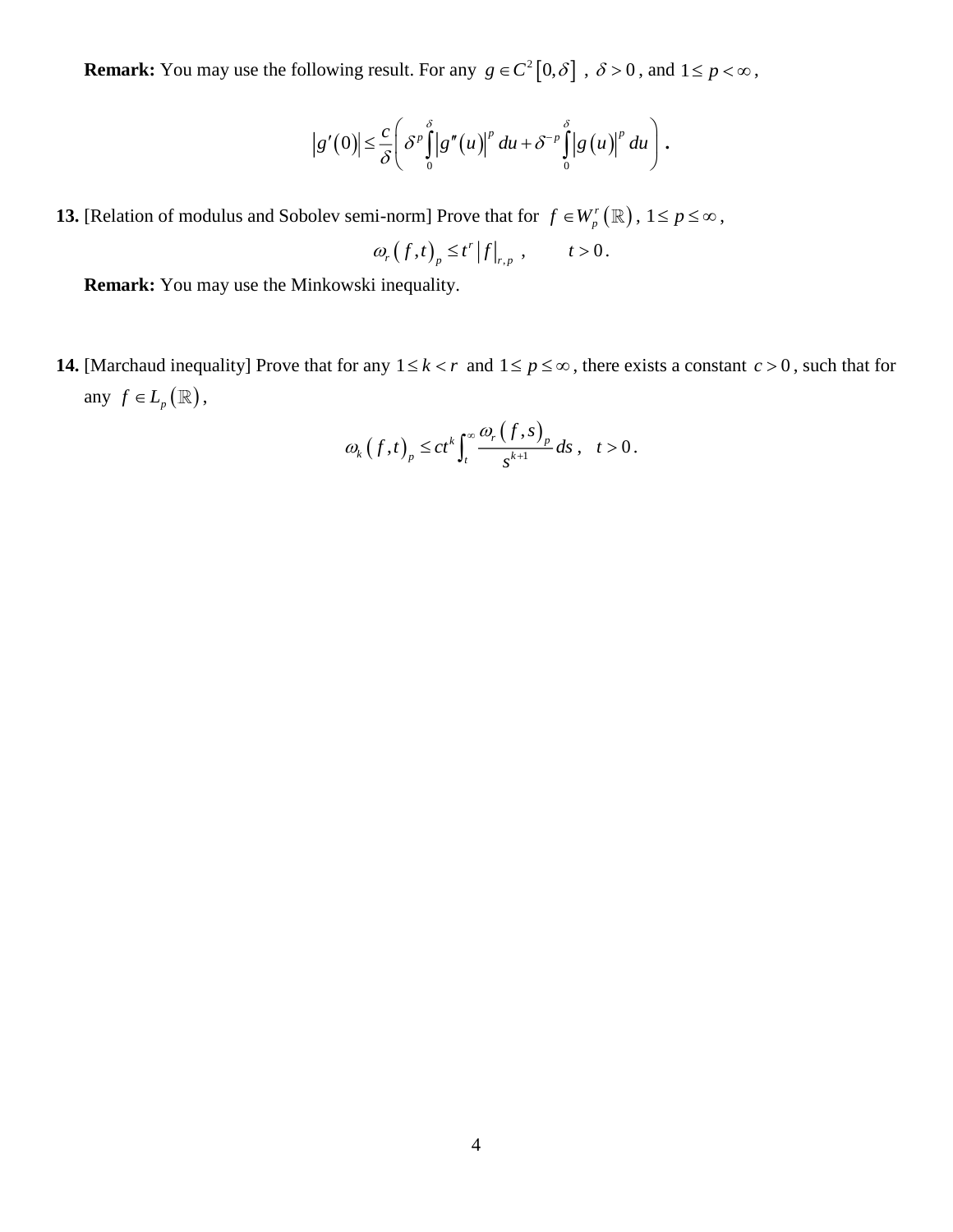**Remark:** You may use the following result. For any $g \in C^2[0,\delta]$ , $\delta > 0$, and $1 \le p < \infty$,

$$\left|g'(0)\right| \le \frac{c}{\delta}\left( \delta^p \int_0^\delta \left|g''(u)\right|^p du + \delta^{-p} \int_0^\delta \left|g(u)\right|^p du \right).$$

**13.** [Relation of modulus and Sobolev semi-norm] Prove that for $f \in W_p^r(\mathbb{R})$, $1 \le p \le \infty$,

$$\omega_r(f,t)_p \le t^r \left|f\right|_{r,p} , \qquad t > 0.$$

**Remark:** You may use the Minkowski inequality.

**14.** [Marchaud inequality] Prove that for any $1 \le k < r$ and $1 \le p \le \infty$, there exists a constant $c > 0$, such that for any $f \in L_p(\mathbb{R})$,

$$\omega_k(f,t)_p \le ct^k \int_t^\infty \frac{\omega_r(f,s)_p}{s^{k+1}} ds , \quad t > 0.$$